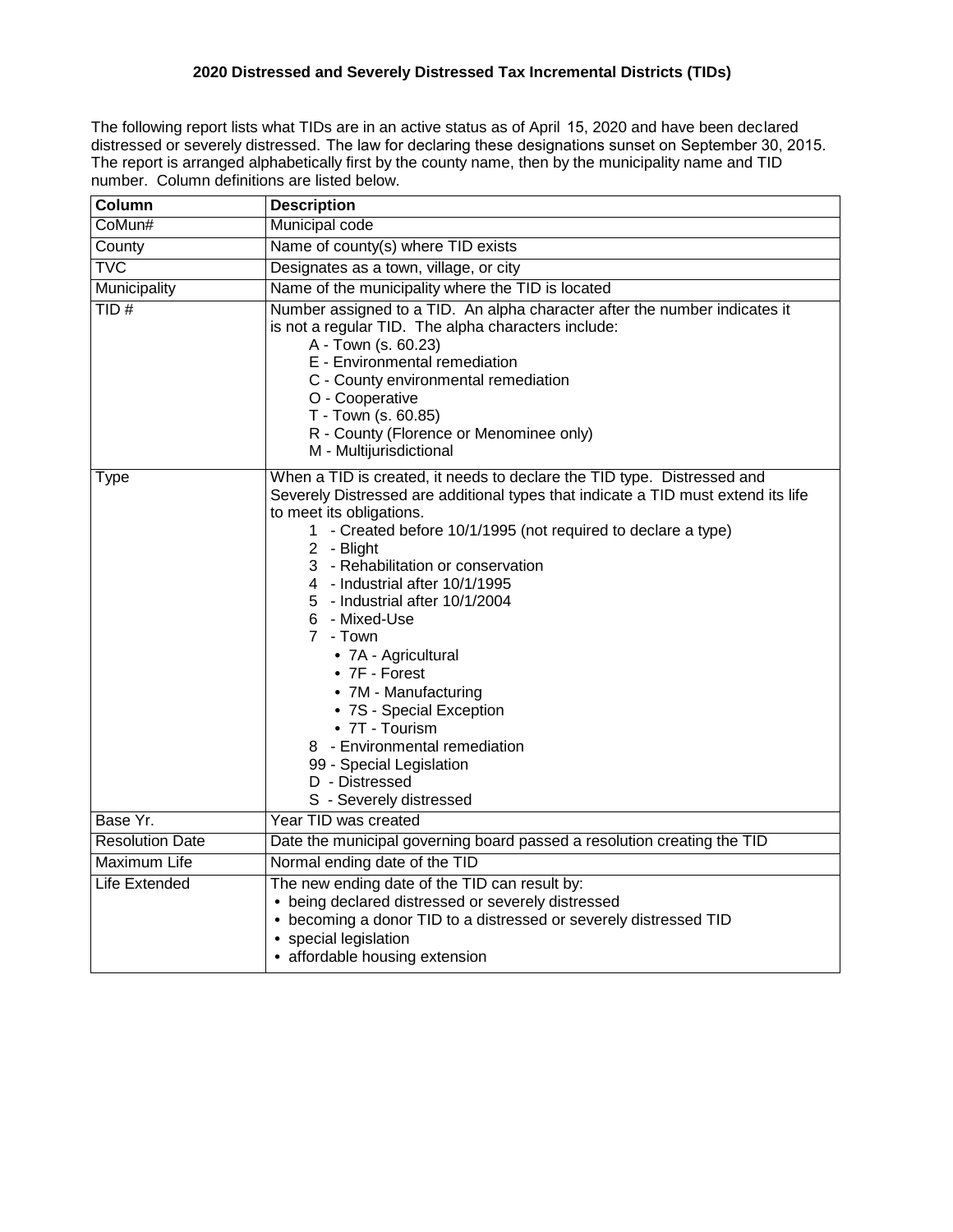# 2020 Distressed and Severely Distressed Tax Incremental Districts (TIDs)

The following report lists what TIDs are in an active status as of April 15, 2020 and have been declared distressed or severely distressed. The law for declaring these designations sunset on September 30, 2015. The report is arranged alphabetically first by the county name, then by the municipality name and TID number. Column definitions are listed below.

| Column | Description |
|---|---|
| CoMun# | Municipal code |
| County | Name of county(s) where TID exists |
| TVC | Designates as a town, village, or city |
| Municipality | Name of the municipality where the TID is located |
| TID # | Number assigned to a TID. An alpha character after the number indicates it is not a regular TID. The alpha characters include:<br>A - Town (s. 60.23)<br>E - Environmental remediation<br>C - County environmental remediation<br>O - Cooperative<br>T - Town (s. 60.85)<br>R - County (Florence or Menominee only)<br>M - Multijurisdictional |
| Type | When a TID is created, it needs to declare the TID type. Distressed and Severely Distressed are additional types that indicate a TID must extend its life to meet its obligations.<br>1 - Created before 10/1/1995 (not required to declare a type)<br>2 - Blight<br>3 - Rehabilitation or conservation<br>4 - Industrial after 10/1/1995<br>5 - Industrial after 10/1/2004<br>6 - Mixed-Use<br>7 - Town<br>• 7A - Agricultural<br>• 7F - Forest<br>• 7M - Manufacturing<br>• 7S - Special Exception<br>• 7T - Tourism<br>8 - Environmental remediation<br>99 - Special Legislation<br>D - Distressed<br>S - Severely distressed |
| Base Yr. | Year TID was created |
| Resolution Date | Date the municipal governing board passed a resolution creating the TID |
| Maximum Life | Normal ending date of the TID |
| Life Extended | The new ending date of the TID can result by:<br>• being declared distressed or severely distressed<br>• becoming a donor TID to a distressed or severely distressed TID<br>• special legislation<br>• affordable housing extension |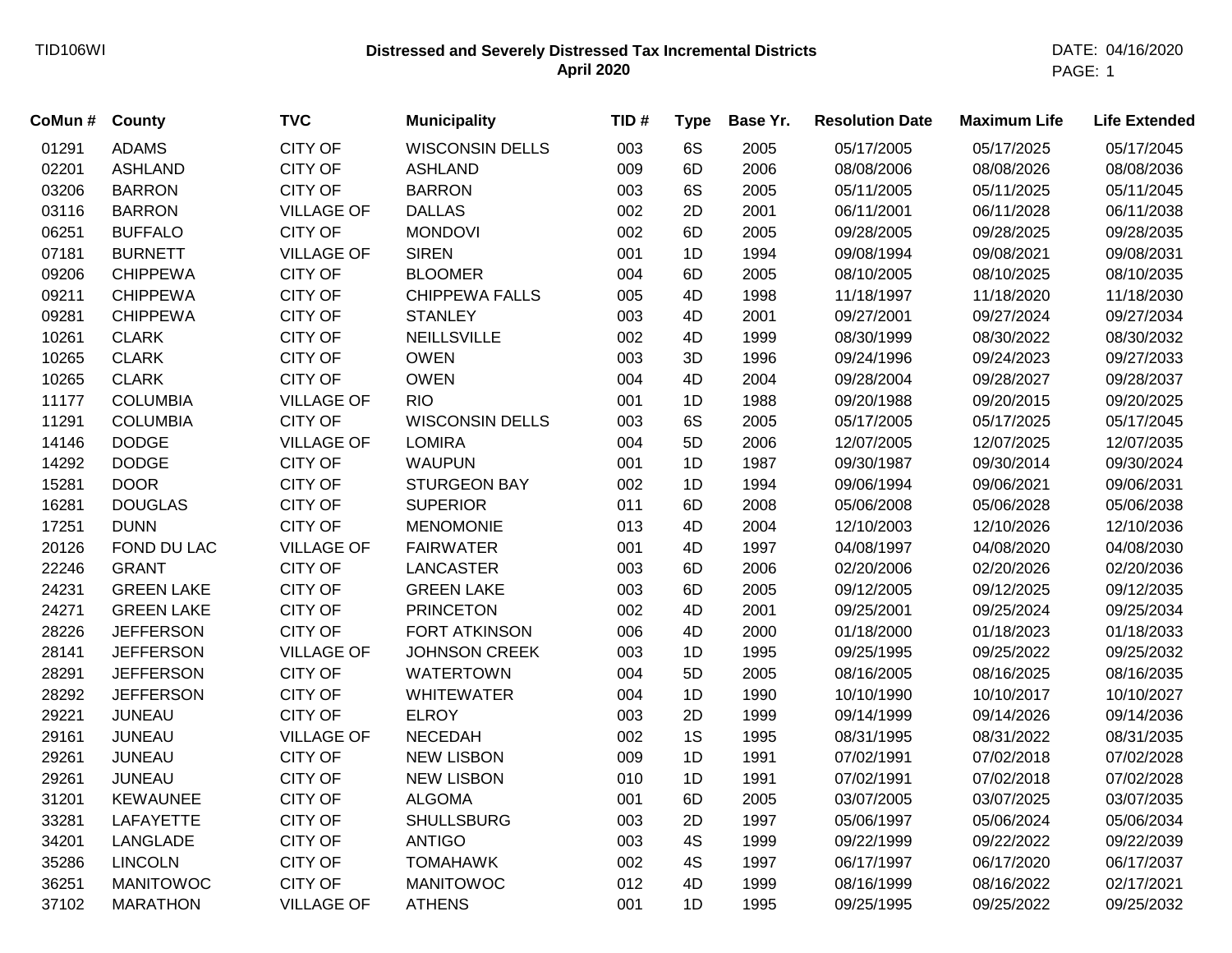# Distressed and Severely Distressed Tax Incremental Districts

**April 2020**

| CoMun # | County | TVC | Municipality | TID # | Type | Base Yr. | Resolution Date | Maximum Life | Life Extended |
|---|---|---|---|---|---|---|---|---|---|
| 01291 | ADAMS | CITY OF | WISCONSIN DELLS | 003 | 6S | 2005 | 05/17/2005 | 05/17/2025 | 05/17/2045 |
| 02201 | ASHLAND | CITY OF | ASHLAND | 009 | 6D | 2006 | 08/08/2006 | 08/08/2026 | 08/08/2036 |
| 03206 | BARRON | CITY OF | BARRON | 003 | 6S | 2005 | 05/11/2005 | 05/11/2025 | 05/11/2045 |
| 03116 | BARRON | VILLAGE OF | DALLAS | 002 | 2D | 2001 | 06/11/2001 | 06/11/2028 | 06/11/2038 |
| 06251 | BUFFALO | CITY OF | MONDOVI | 002 | 6D | 2005 | 09/28/2005 | 09/28/2025 | 09/28/2035 |
| 07181 | BURNETT | VILLAGE OF | SIREN | 001 | 1D | 1994 | 09/08/1994 | 09/08/2021 | 09/08/2031 |
| 09206 | CHIPPEWA | CITY OF | BLOOMER | 004 | 6D | 2005 | 08/10/2005 | 08/10/2025 | 08/10/2035 |
| 09211 | CHIPPEWA | CITY OF | CHIPPEWA FALLS | 005 | 4D | 1998 | 11/18/1997 | 11/18/2020 | 11/18/2030 |
| 09281 | CHIPPEWA | CITY OF | STANLEY | 003 | 4D | 2001 | 09/27/2001 | 09/27/2024 | 09/27/2034 |
| 10261 | CLARK | CITY OF | NEILLSVILLE | 002 | 4D | 1999 | 08/30/1999 | 08/30/2022 | 08/30/2032 |
| 10265 | CLARK | CITY OF | OWEN | 003 | 3D | 1996 | 09/24/1996 | 09/24/2023 | 09/27/2033 |
| 10265 | CLARK | CITY OF | OWEN | 004 | 4D | 2004 | 09/28/2004 | 09/28/2027 | 09/28/2037 |
| 11177 | COLUMBIA | VILLAGE OF | RIO | 001 | 1D | 1988 | 09/20/1988 | 09/20/2015 | 09/20/2025 |
| 11291 | COLUMBIA | CITY OF | WISCONSIN DELLS | 003 | 6S | 2005 | 05/17/2005 | 05/17/2025 | 05/17/2045 |
| 14146 | DODGE | VILLAGE OF | LOMIRA | 004 | 5D | 2006 | 12/07/2005 | 12/07/2025 | 12/07/2035 |
| 14292 | DODGE | CITY OF | WAUPUN | 001 | 1D | 1987 | 09/30/1987 | 09/30/2014 | 09/30/2024 |
| 15281 | DOOR | CITY OF | STURGEON BAY | 002 | 1D | 1994 | 09/06/1994 | 09/06/2021 | 09/06/2031 |
| 16281 | DOUGLAS | CITY OF | SUPERIOR | 011 | 6D | 2008 | 05/06/2008 | 05/06/2028 | 05/06/2038 |
| 17251 | DUNN | CITY OF | MENOMONIE | 013 | 4D | 2004 | 12/10/2003 | 12/10/2026 | 12/10/2036 |
| 20126 | FOND DU LAC | VILLAGE OF | FAIRWATER | 001 | 4D | 1997 | 04/08/1997 | 04/08/2020 | 04/08/2030 |
| 22246 | GRANT | CITY OF | LANCASTER | 003 | 6D | 2006 | 02/20/2006 | 02/20/2026 | 02/20/2036 |
| 24231 | GREEN LAKE | CITY OF | GREEN LAKE | 003 | 6D | 2005 | 09/12/2005 | 09/12/2025 | 09/12/2035 |
| 24271 | GREEN LAKE | CITY OF | PRINCETON | 002 | 4D | 2001 | 09/25/2001 | 09/25/2024 | 09/25/2034 |
| 28226 | JEFFERSON | CITY OF | FORT ATKINSON | 006 | 4D | 2000 | 01/18/2000 | 01/18/2023 | 01/18/2033 |
| 28141 | JEFFERSON | VILLAGE OF | JOHNSON CREEK | 003 | 1D | 1995 | 09/25/1995 | 09/25/2022 | 09/25/2032 |
| 28291 | JEFFERSON | CITY OF | WATERTOWN | 004 | 5D | 2005 | 08/16/2005 | 08/16/2025 | 08/16/2035 |
| 28292 | JEFFERSON | CITY OF | WHITEWATER | 004 | 1D | 1990 | 10/10/1990 | 10/10/2017 | 10/10/2027 |
| 29221 | JUNEAU | CITY OF | ELROY | 003 | 2D | 1999 | 09/14/1999 | 09/14/2026 | 09/14/2036 |
| 29161 | JUNEAU | VILLAGE OF | NECEDAH | 002 | 1S | 1995 | 08/31/1995 | 08/31/2022 | 08/31/2035 |
| 29261 | JUNEAU | CITY OF | NEW LISBON | 009 | 1D | 1991 | 07/02/1991 | 07/02/2018 | 07/02/2028 |
| 29261 | JUNEAU | CITY OF | NEW LISBON | 010 | 1D | 1991 | 07/02/1991 | 07/02/2018 | 07/02/2028 |
| 31201 | KEWAUNEE | CITY OF | ALGOMA | 001 | 6D | 2005 | 03/07/2005 | 03/07/2025 | 03/07/2035 |
| 33281 | LAFAYETTE | CITY OF | SHULLSBURG | 003 | 2D | 1997 | 05/06/1997 | 05/06/2024 | 05/06/2034 |
| 34201 | LANGLADE | CITY OF | ANTIGO | 003 | 4S | 1999 | 09/22/1999 | 09/22/2022 | 09/22/2039 |
| 35286 | LINCOLN | CITY OF | TOMAHAWK | 002 | 4S | 1997 | 06/17/1997 | 06/17/2020 | 06/17/2037 |
| 36251 | MANITOWOC | CITY OF | MANITOWOC | 012 | 4D | 1999 | 08/16/1999 | 08/16/2022 | 02/17/2021 |
| 37102 | MARATHON | VILLAGE OF | ATHENS | 001 | 1D | 1995 | 09/25/1995 | 09/25/2022 | 09/25/2032 |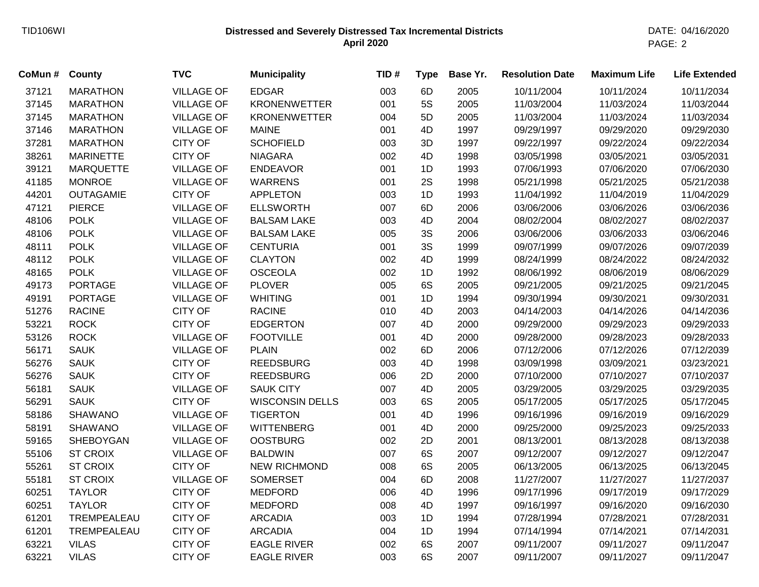## Distressed and Severely Distressed Tax Incremental Districts
### April 2020

| CoMun # | County | TVC | Municipality | TID # | Type | Base Yr. | Resolution Date | Maximum Life | Life Extended |
|---|---|---|---|---|---|---|---|---|---|
| 37121 | MARATHON | VILLAGE OF | EDGAR | 003 | 6D | 2005 | 10/11/2004 | 10/11/2024 | 10/11/2034 |
| 37145 | MARATHON | VILLAGE OF | KRONENWETTER | 001 | 5S | 2005 | 11/03/2004 | 11/03/2024 | 11/03/2044 |
| 37145 | MARATHON | VILLAGE OF | KRONENWETTER | 004 | 5D | 2005 | 11/03/2004 | 11/03/2024 | 11/03/2034 |
| 37146 | MARATHON | VILLAGE OF | MAINE | 001 | 4D | 1997 | 09/29/1997 | 09/29/2020 | 09/29/2030 |
| 37281 | MARATHON | CITY OF | SCHOFIELD | 003 | 3D | 1997 | 09/22/1997 | 09/22/2024 | 09/22/2034 |
| 38261 | MARINETTE | CITY OF | NIAGARA | 002 | 4D | 1998 | 03/05/1998 | 03/05/2021 | 03/05/2031 |
| 39121 | MARQUETTE | VILLAGE OF | ENDEAVOR | 001 | 1D | 1993 | 07/06/1993 | 07/06/2020 | 07/06/2030 |
| 41185 | MONROE | VILLAGE OF | WARRENS | 001 | 2S | 1998 | 05/21/1998 | 05/21/2025 | 05/21/2038 |
| 44201 | OUTAGAMIE | CITY OF | APPLETON | 003 | 1D | 1993 | 11/04/1992 | 11/04/2019 | 11/04/2029 |
| 47121 | PIERCE | VILLAGE OF | ELLSWORTH | 007 | 6D | 2006 | 03/06/2006 | 03/06/2026 | 03/06/2036 |
| 48106 | POLK | VILLAGE OF | BALSAM LAKE | 003 | 4D | 2004 | 08/02/2004 | 08/02/2027 | 08/02/2037 |
| 48106 | POLK | VILLAGE OF | BALSAM LAKE | 005 | 3S | 2006 | 03/06/2006 | 03/06/2033 | 03/06/2046 |
| 48111 | POLK | VILLAGE OF | CENTURIA | 001 | 3S | 1999 | 09/07/1999 | 09/07/2026 | 09/07/2039 |
| 48112 | POLK | VILLAGE OF | CLAYTON | 002 | 4D | 1999 | 08/24/1999 | 08/24/2022 | 08/24/2032 |
| 48165 | POLK | VILLAGE OF | OSCEOLA | 002 | 1D | 1992 | 08/06/1992 | 08/06/2019 | 08/06/2029 |
| 49173 | PORTAGE | VILLAGE OF | PLOVER | 005 | 6S | 2005 | 09/21/2005 | 09/21/2025 | 09/21/2045 |
| 49191 | PORTAGE | VILLAGE OF | WHITING | 001 | 1D | 1994 | 09/30/1994 | 09/30/2021 | 09/30/2031 |
| 51276 | RACINE | CITY OF | RACINE | 010 | 4D | 2003 | 04/14/2003 | 04/14/2026 | 04/14/2036 |
| 53221 | ROCK | CITY OF | EDGERTON | 007 | 4D | 2000 | 09/29/2000 | 09/29/2023 | 09/29/2033 |
| 53126 | ROCK | VILLAGE OF | FOOTVILLE | 001 | 4D | 2000 | 09/28/2000 | 09/28/2023 | 09/28/2033 |
| 56171 | SAUK | VILLAGE OF | PLAIN | 002 | 6D | 2006 | 07/12/2006 | 07/12/2026 | 07/12/2039 |
| 56276 | SAUK | CITY OF | REEDSBURG | 003 | 4D | 1998 | 03/09/1998 | 03/09/2021 | 03/23/2021 |
| 56276 | SAUK | CITY OF | REEDSBURG | 006 | 2D | 2000 | 07/10/2000 | 07/10/2027 | 07/10/2037 |
| 56181 | SAUK | VILLAGE OF | SAUK CITY | 007 | 4D | 2005 | 03/29/2005 | 03/29/2025 | 03/29/2035 |
| 56291 | SAUK | CITY OF | WISCONSIN DELLS | 003 | 6S | 2005 | 05/17/2005 | 05/17/2025 | 05/17/2045 |
| 58186 | SHAWANO | VILLAGE OF | TIGERTON | 001 | 4D | 1996 | 09/16/1996 | 09/16/2019 | 09/16/2029 |
| 58191 | SHAWANO | VILLAGE OF | WITTENBERG | 001 | 4D | 2000 | 09/25/2000 | 09/25/2023 | 09/25/2033 |
| 59165 | SHEBOYGAN | VILLAGE OF | OOSTBURG | 002 | 2D | 2001 | 08/13/2001 | 08/13/2028 | 08/13/2038 |
| 55106 | ST CROIX | VILLAGE OF | BALDWIN | 007 | 6S | 2007 | 09/12/2007 | 09/12/2027 | 09/12/2047 |
| 55261 | ST CROIX | CITY OF | NEW RICHMOND | 008 | 6S | 2005 | 06/13/2005 | 06/13/2025 | 06/13/2045 |
| 55181 | ST CROIX | VILLAGE OF | SOMERSET | 004 | 6D | 2008 | 11/27/2007 | 11/27/2027 | 11/27/2037 |
| 60251 | TAYLOR | CITY OF | MEDFORD | 006 | 4D | 1996 | 09/17/1996 | 09/17/2019 | 09/17/2029 |
| 60251 | TAYLOR | CITY OF | MEDFORD | 008 | 4D | 1997 | 09/16/1997 | 09/16/2020 | 09/16/2030 |
| 61201 | TREMPEALEAU | CITY OF | ARCADIA | 003 | 1D | 1994 | 07/28/1994 | 07/28/2021 | 07/28/2031 |
| 61201 | TREMPEALEAU | CITY OF | ARCADIA | 004 | 1D | 1994 | 07/14/1994 | 07/14/2021 | 07/14/2031 |
| 63221 | VILAS | CITY OF | EAGLE RIVER | 002 | 6S | 2007 | 09/11/2007 | 09/11/2027 | 09/11/2047 |
| 63221 | VILAS | CITY OF | EAGLE RIVER | 003 | 6S | 2007 | 09/11/2007 | 09/11/2027 | 09/11/2047 |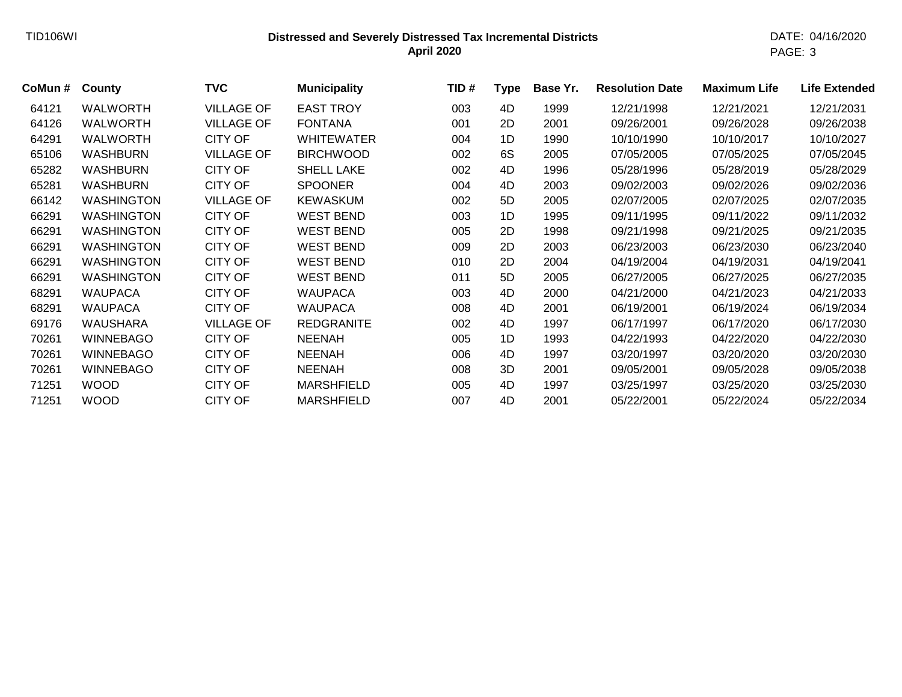TID106WI

**Distressed and Severely Distressed Tax Incremental Districts**
**April 2020**

DATE: 04/16/2020

| CoMun # | County | TVC | Municipality | TID # | Type | Base Yr. | Resolution Date | Maximum Life | Life Extended |
|---|---|---|---|---|---|---|---|---|---|
| 64121 | WALWORTH | VILLAGE OF | EAST TROY | 003 | 4D | 1999 | 12/21/1998 | 12/21/2021 | 12/21/2031 |
| 64126 | WALWORTH | VILLAGE OF | FONTANA | 001 | 2D | 2001 | 09/26/2001 | 09/26/2028 | 09/26/2038 |
| 64291 | WALWORTH | CITY OF | WHITEWATER | 004 | 1D | 1990 | 10/10/1990 | 10/10/2017 | 10/10/2027 |
| 65106 | WASHBURN | VILLAGE OF | BIRCHWOOD | 002 | 6S | 2005 | 07/05/2005 | 07/05/2025 | 07/05/2045 |
| 65282 | WASHBURN | CITY OF | SHELL LAKE | 002 | 4D | 1996 | 05/28/1996 | 05/28/2019 | 05/28/2029 |
| 65281 | WASHBURN | CITY OF | SPOONER | 004 | 4D | 2003 | 09/02/2003 | 09/02/2026 | 09/02/2036 |
| 66142 | WASHINGTON | VILLAGE OF | KEWASKUM | 002 | 5D | 2005 | 02/07/2005 | 02/07/2025 | 02/07/2035 |
| 66291 | WASHINGTON | CITY OF | WEST BEND | 003 | 1D | 1995 | 09/11/1995 | 09/11/2022 | 09/11/2032 |
| 66291 | WASHINGTON | CITY OF | WEST BEND | 005 | 2D | 1998 | 09/21/1998 | 09/21/2025 | 09/21/2035 |
| 66291 | WASHINGTON | CITY OF | WEST BEND | 009 | 2D | 2003 | 06/23/2003 | 06/23/2030 | 06/23/2040 |
| 66291 | WASHINGTON | CITY OF | WEST BEND | 010 | 2D | 2004 | 04/19/2004 | 04/19/2031 | 04/19/2041 |
| 66291 | WASHINGTON | CITY OF | WEST BEND | 011 | 5D | 2005 | 06/27/2005 | 06/27/2025 | 06/27/2035 |
| 68291 | WAUPACA | CITY OF | WAUPACA | 003 | 4D | 2000 | 04/21/2000 | 04/21/2023 | 04/21/2033 |
| 68291 | WAUPACA | CITY OF | WAUPACA | 008 | 4D | 2001 | 06/19/2001 | 06/19/2024 | 06/19/2034 |
| 69176 | WAUSHARA | VILLAGE OF | REDGRANITE | 002 | 4D | 1997 | 06/17/1997 | 06/17/2020 | 06/17/2030 |
| 70261 | WINNEBAGO | CITY OF | NEENAH | 005 | 1D | 1993 | 04/22/1993 | 04/22/2020 | 04/22/2030 |
| 70261 | WINNEBAGO | CITY OF | NEENAH | 006 | 4D | 1997 | 03/20/1997 | 03/20/2020 | 03/20/2030 |
| 70261 | WINNEBAGO | CITY OF | NEENAH | 008 | 3D | 2001 | 09/05/2001 | 09/05/2028 | 09/05/2038 |
| 71251 | WOOD | CITY OF | MARSHFIELD | 005 | 4D | 1997 | 03/25/1997 | 03/25/2020 | 03/25/2030 |
| 71251 | WOOD | CITY OF | MARSHFIELD | 007 | 4D | 2001 | 05/22/2001 | 05/22/2024 | 05/22/2034 |